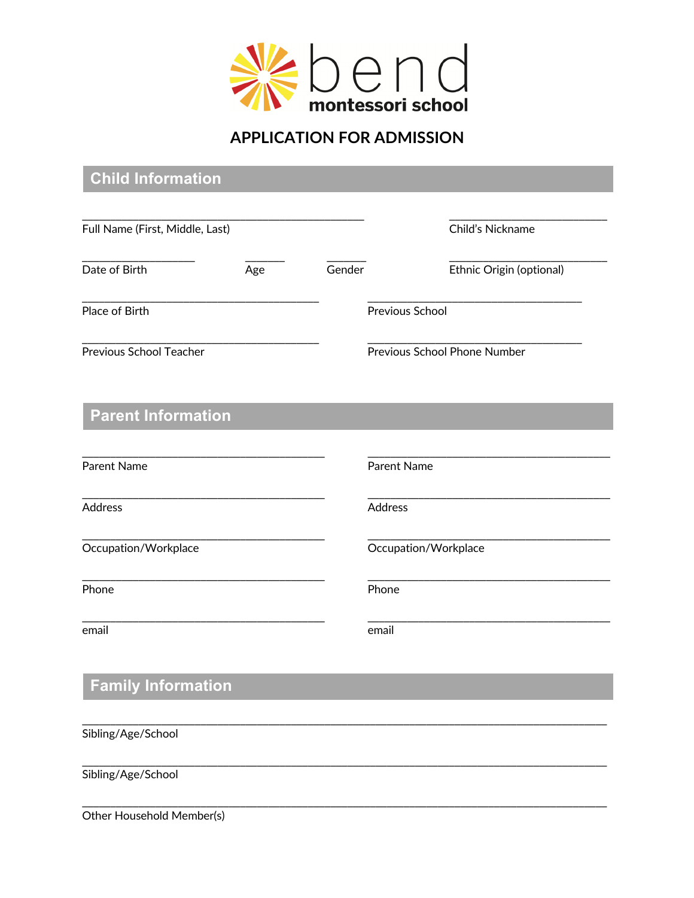**bend montessori school**

# APPLICATION FOR ADMISSION

## Child Information

Full Name (First, Middle, Last) ______________________________

Child's Nickname ______________________________

Date of Birth ____________

Age ______

Gender ______

Ethnic Origin (optional) ______________________________

Place of Birth ______________________________

Previous School ______________________________

Previous School Teacher ______________________________

Previous School Phone Number ______________________________

## Parent Information

Parent Name ______________________________

Address ______________________________

Occupation/Workplace ______________________________

Phone ______________________________

email ______________________________

Parent Name ______________________________

Address ______________________________

Occupation/Workplace ______________________________

Phone ______________________________

email ______________________________

## Family Information

Sibling/Age/School ______________________________

Sibling/Age/School ______________________________

Other Household Member(s) ______________________________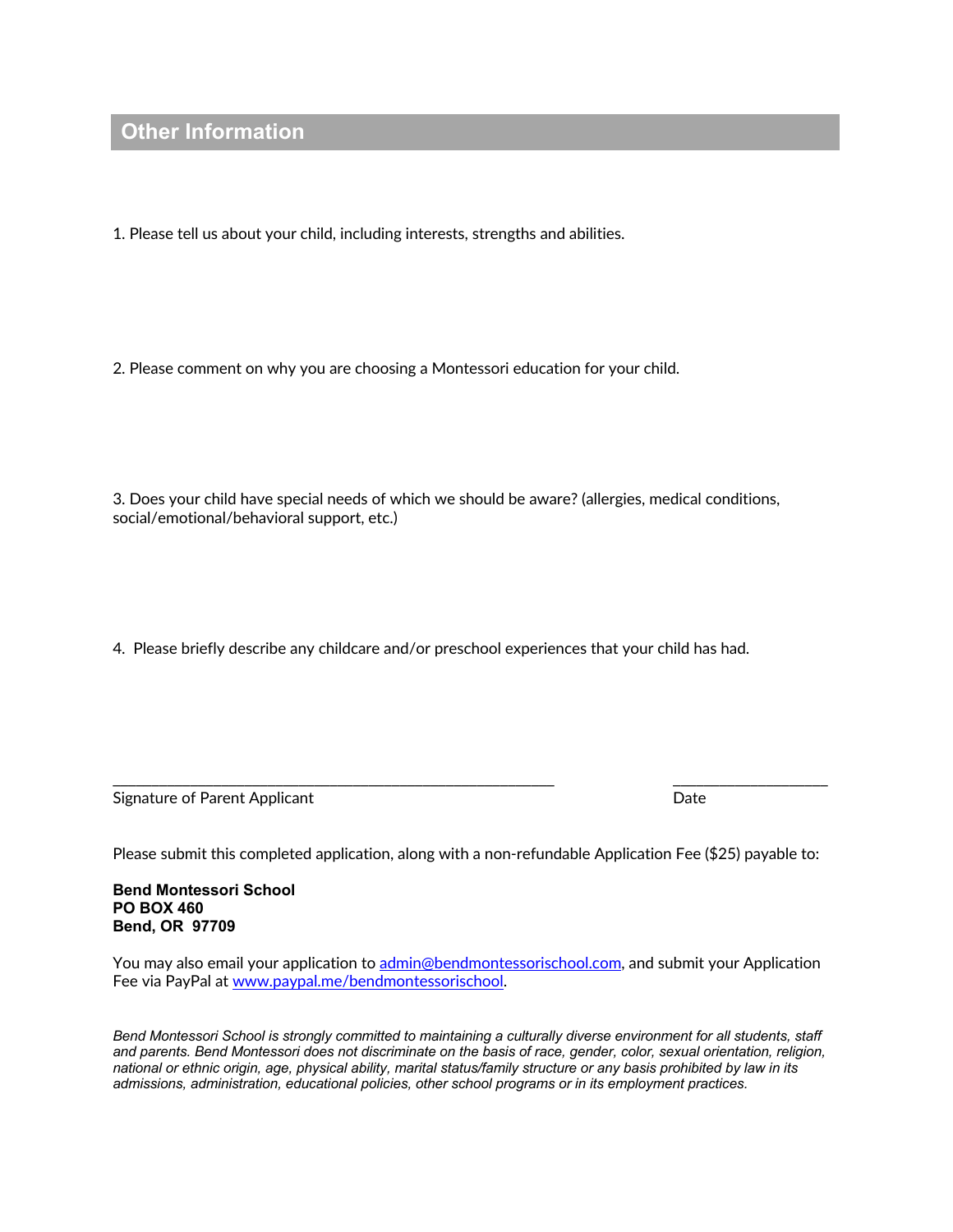## Other Information

1. Please tell us about your child, including interests, strengths and abilities.

2. Please comment on why you are choosing a Montessori education for your child.

3. Does your child have special needs of which we should be aware? (allergies, medical conditions, social/emotional/behavioral support, etc.)

4. Please briefly describe any childcare and/or preschool experiences that your child has had.

_______________________________________________________ ___________________

Signature of Parent Applicant Date

Please submit this completed application, along with a non-refundable Application Fee ($25) payable to:

**Bend Montessori School**
**PO BOX 460**
**Bend, OR 97709**

You may also email your application to admin@bendmontessorischool.com, and submit your Application Fee via PayPal at www.paypal.me/bendmontessorischool.

*Bend Montessori School is strongly committed to maintaining a culturally diverse environment for all students, staff and parents. Bend Montessori does not discriminate on the basis of race, gender, color, sexual orientation, religion, national or ethnic origin, age, physical ability, marital status/family structure or any basis prohibited by law in its admissions, administration, educational policies, other school programs or in its employment practices.*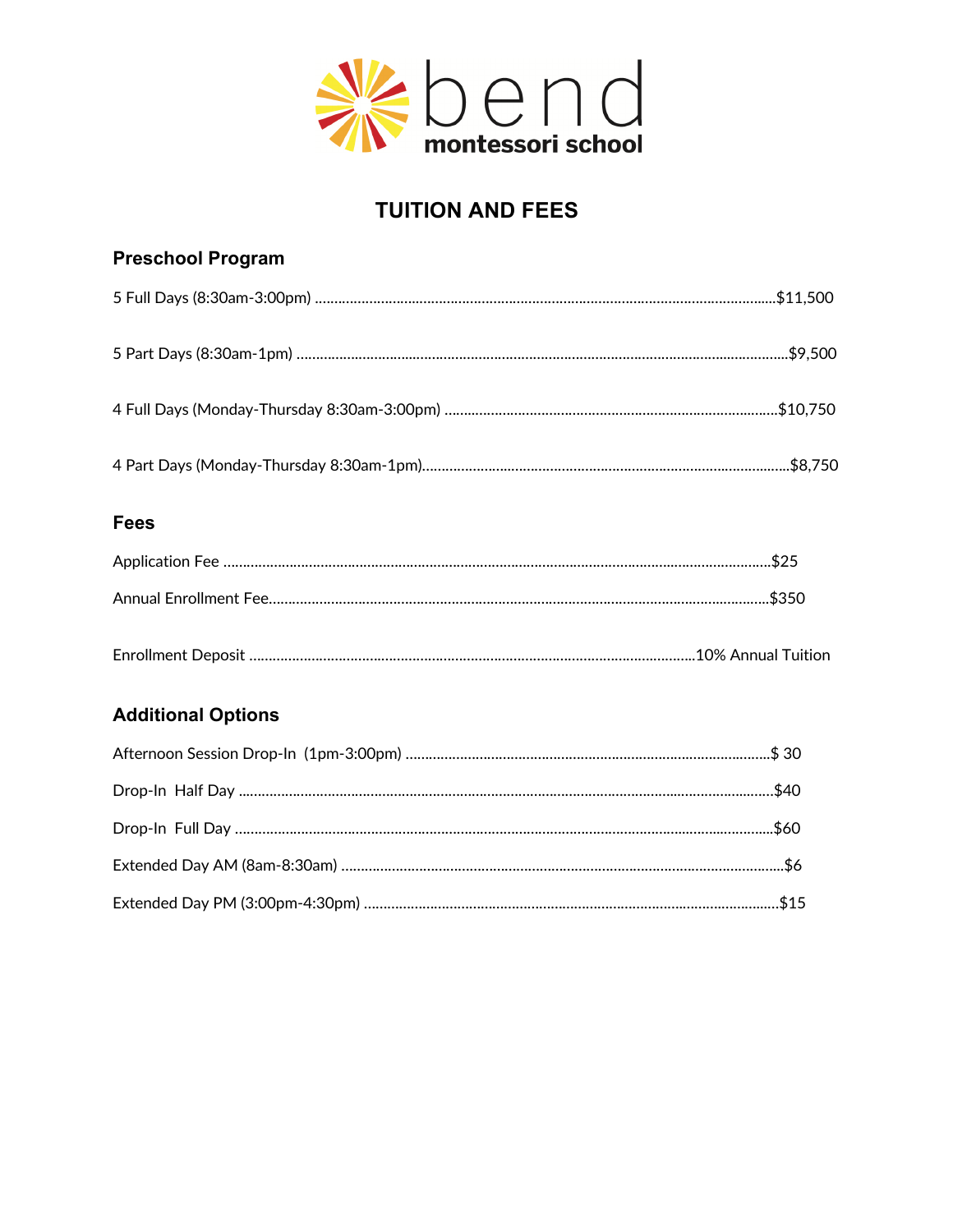# bend montessori school

## TUITION AND FEES

### Preschool Program

5 Full Days (8:30am-3:00pm) ....................................................................................................................$11,500

5 Part Days (8:30am-1pm) ..........................................................................................................................$9,500

4 Full Days (Monday-Thursday 8:30am-3:00pm) .....................................................................................$10,750

4 Part Days (Monday-Thursday 8:30am-1pm)..............................................................................................$8,750

### Fees

Application Fee ..........................................................................................................................................$25

Annual Enrollment Fee..............................................................................................................................$350

Enrollment Deposit ..................................................................................................................10% Annual Tuition

### Additional Options

Afternoon Session Drop-In (1pm-3:00pm) ..............................................................................................$ 30

Drop-In Half Day ........................................................................................................................................$40

Drop-In Full Day .........................................................................................................................................$60

Extended Day AM (8am-8:30am) ..................................................................................................................$6

Extended Day PM (3:00pm-4:30pm) ..........................................................................................................$15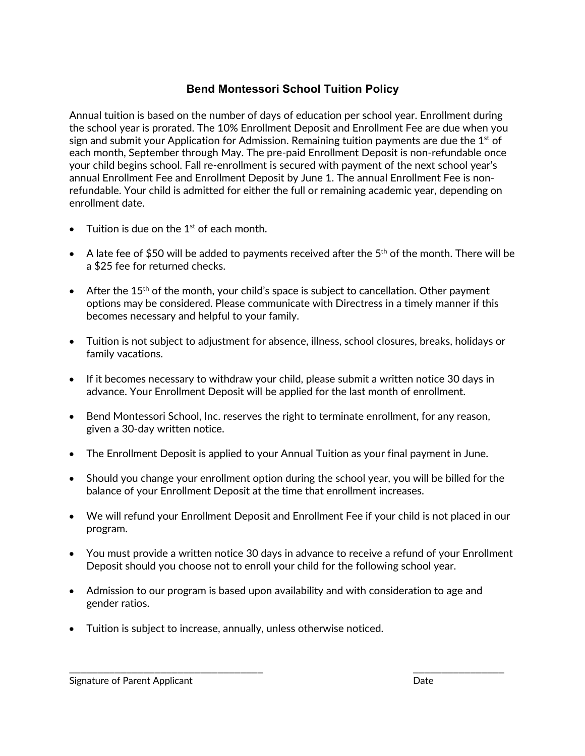# Bend Montessori School Tuition Policy

Annual tuition is based on the number of days of education per school year. Enrollment during the school year is prorated. The 10% Enrollment Deposit and Enrollment Fee are due when you sign and submit your Application for Admission. Remaining tuition payments are due the 1st of each month, September through May. The pre-paid Enrollment Deposit is non-refundable once your child begins school. Fall re-enrollment is secured with payment of the next school year's annual Enrollment Fee and Enrollment Deposit by June 1. The annual Enrollment Fee is non-refundable. Your child is admitted for either the full or remaining academic year, depending on enrollment date.

- Tuition is due on the 1st of each month.
- A late fee of $50 will be added to payments received after the 5th of the month. There will be a $25 fee for returned checks.
- After the 15th of the month, your child's space is subject to cancellation. Other payment options may be considered. Please communicate with Directress in a timely manner if this becomes necessary and helpful to your family.
- Tuition is not subject to adjustment for absence, illness, school closures, breaks, holidays or family vacations.
- If it becomes necessary to withdraw your child, please submit a written notice 30 days in advance. Your Enrollment Deposit will be applied for the last month of enrollment.
- Bend Montessori School, Inc. reserves the right to terminate enrollment, for any reason, given a 30-day written notice.
- The Enrollment Deposit is applied to your Annual Tuition as your final payment in June.
- Should you change your enrollment option during the school year, you will be billed for the balance of your Enrollment Deposit at the time that enrollment increases.
- We will refund your Enrollment Deposit and Enrollment Fee if your child is not placed in our program.
- You must provide a written notice 30 days in advance to receive a refund of your Enrollment Deposit should you choose not to enroll your child for the following school year.
- Admission to our program is based upon availability and with consideration to age and gender ratios.
- Tuition is subject to increase, annually, unless otherwise noticed.

_______________________________________ Signature of Parent Applicant

__________________ Date